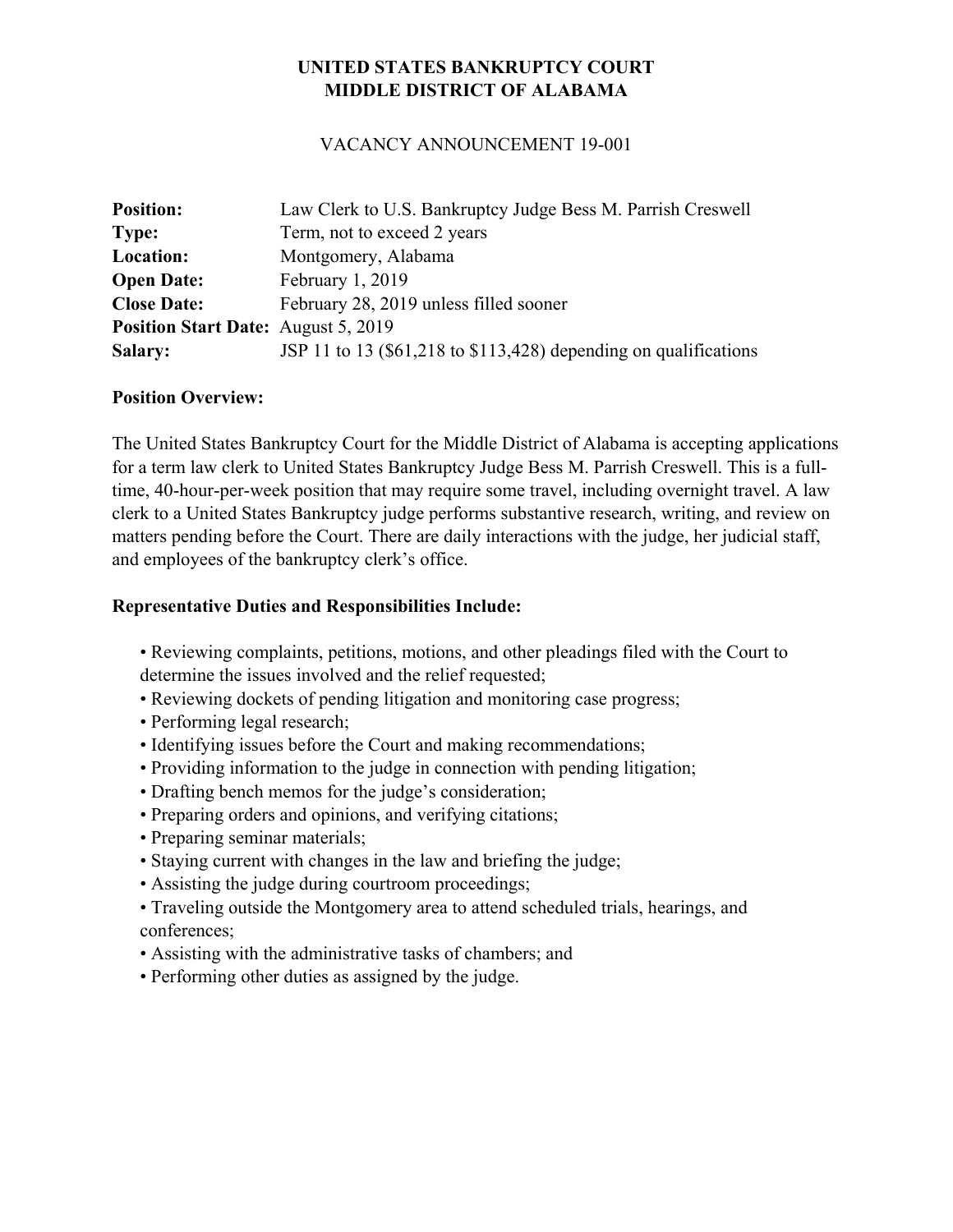# UNITED STATES BANKRUPTCY COURT
# MIDDLE DISTRICT OF ALABAMA

VACANCY ANNOUNCEMENT 19-001

| | |
|---|---|
| **Position:** | Law Clerk to U.S. Bankruptcy Judge Bess M. Parrish Creswell |
| **Type:** | Term, not to exceed 2 years |
| **Location:** | Montgomery, Alabama |
| **Open Date:** | February 1, 2019 |
| **Close Date:** | February 28, 2019 unless filled sooner |
| **Position Start Date:** | August 5, 2019 |
| **Salary:** | JSP 11 to 13 ($61,218 to $113,428) depending on qualifications |

**Position Overview:**

The United States Bankruptcy Court for the Middle District of Alabama is accepting applications for a term law clerk to United States Bankruptcy Judge Bess M. Parrish Creswell. This is a full-time, 40-hour-per-week position that may require some travel, including overnight travel. A law clerk to a United States Bankruptcy judge performs substantive research, writing, and review on matters pending before the Court. There are daily interactions with the judge, her judicial staff, and employees of the bankruptcy clerk's office.

**Representative Duties and Responsibilities Include:**

- Reviewing complaints, petitions, motions, and other pleadings filed with the Court to determine the issues involved and the relief requested;
- Reviewing dockets of pending litigation and monitoring case progress;
- Performing legal research;
- Identifying issues before the Court and making recommendations;
- Providing information to the judge in connection with pending litigation;
- Drafting bench memos for the judge's consideration;
- Preparing orders and opinions, and verifying citations;
- Preparing seminar materials;
- Staying current with changes in the law and briefing the judge;
- Assisting the judge during courtroom proceedings;
- Traveling outside the Montgomery area to attend scheduled trials, hearings, and conferences;
- Assisting with the administrative tasks of chambers; and
- Performing other duties as assigned by the judge.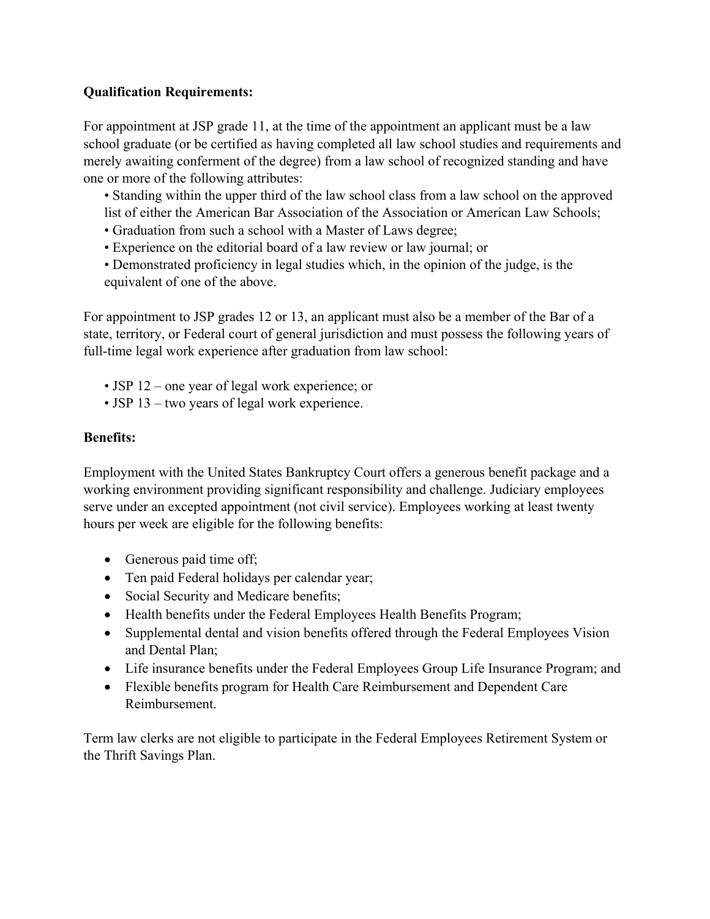**Qualification Requirements:**

For appointment at JSP grade 11, at the time of the appointment an applicant must be a law school graduate (or be certified as having completed all law school studies and requirements and merely awaiting conferment of the degree) from a law school of recognized standing and have one or more of the following attributes:

- Standing within the upper third of the law school class from a law school on the approved list of either the American Bar Association of the Association or American Law Schools;
- Graduation from such a school with a Master of Laws degree;
- Experience on the editorial board of a law review or law journal; or
- Demonstrated proficiency in legal studies which, in the opinion of the judge, is the equivalent of one of the above.

For appointment to JSP grades 12 or 13, an applicant must also be a member of the Bar of a state, territory, or Federal court of general jurisdiction and must possess the following years of full-time legal work experience after graduation from law school:

- JSP 12 – one year of legal work experience; or
- JSP 13 – two years of legal work experience.

**Benefits:**

Employment with the United States Bankruptcy Court offers a generous benefit package and a working environment providing significant responsibility and challenge. Judiciary employees serve under an excepted appointment (not civil service). Employees working at least twenty hours per week are eligible for the following benefits:

- Generous paid time off;
- Ten paid Federal holidays per calendar year;
- Social Security and Medicare benefits;
- Health benefits under the Federal Employees Health Benefits Program;
- Supplemental dental and vision benefits offered through the Federal Employees Vision and Dental Plan;
- Life insurance benefits under the Federal Employees Group Life Insurance Program; and
- Flexible benefits program for Health Care Reimbursement and Dependent Care Reimbursement.

Term law clerks are not eligible to participate in the Federal Employees Retirement System or the Thrift Savings Plan.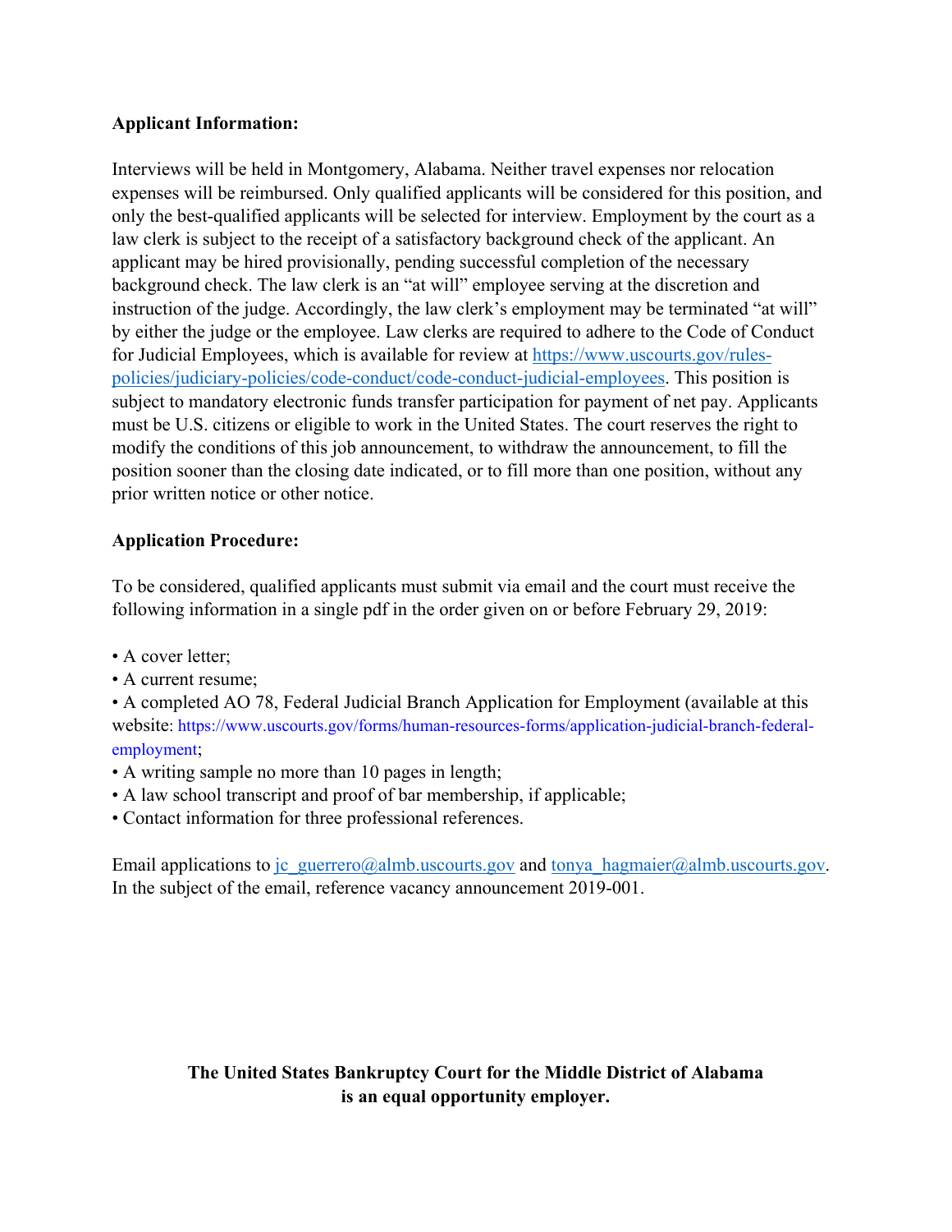**Applicant Information:**

Interviews will be held in Montgomery, Alabama. Neither travel expenses nor relocation expenses will be reimbursed. Only qualified applicants will be considered for this position, and only the best-qualified applicants will be selected for interview. Employment by the court as a law clerk is subject to the receipt of a satisfactory background check of the applicant. An applicant may be hired provisionally, pending successful completion of the necessary background check. The law clerk is an "at will" employee serving at the discretion and instruction of the judge. Accordingly, the law clerk's employment may be terminated "at will" by either the judge or the employee. Law clerks are required to adhere to the Code of Conduct for Judicial Employees, which is available for review at https://www.uscourts.gov/rules-policies/judiciary-policies/code-conduct/code-conduct-judicial-employees. This position is subject to mandatory electronic funds transfer participation for payment of net pay. Applicants must be U.S. citizens or eligible to work in the United States. The court reserves the right to modify the conditions of this job announcement, to withdraw the announcement, to fill the position sooner than the closing date indicated, or to fill more than one position, without any prior written notice or other notice.

**Application Procedure:**

To be considered, qualified applicants must submit via email and the court must receive the following information in a single pdf in the order given on or before February 29, 2019:

- A cover letter;
- A current resume;
- A completed AO 78, Federal Judicial Branch Application for Employment (available at this website: https://www.uscourts.gov/forms/human-resources-forms/application-judicial-branch-federal-employment;
- A writing sample no more than 10 pages in length;
- A law school transcript and proof of bar membership, if applicable;
- Contact information for three professional references.

Email applications to jc_guerrero@almb.uscourts.gov and tonya_hagmaier@almb.uscourts.gov. In the subject of the email, reference vacancy announcement 2019-001.

**The United States Bankruptcy Court for the Middle District of Alabama is an equal opportunity employer.**